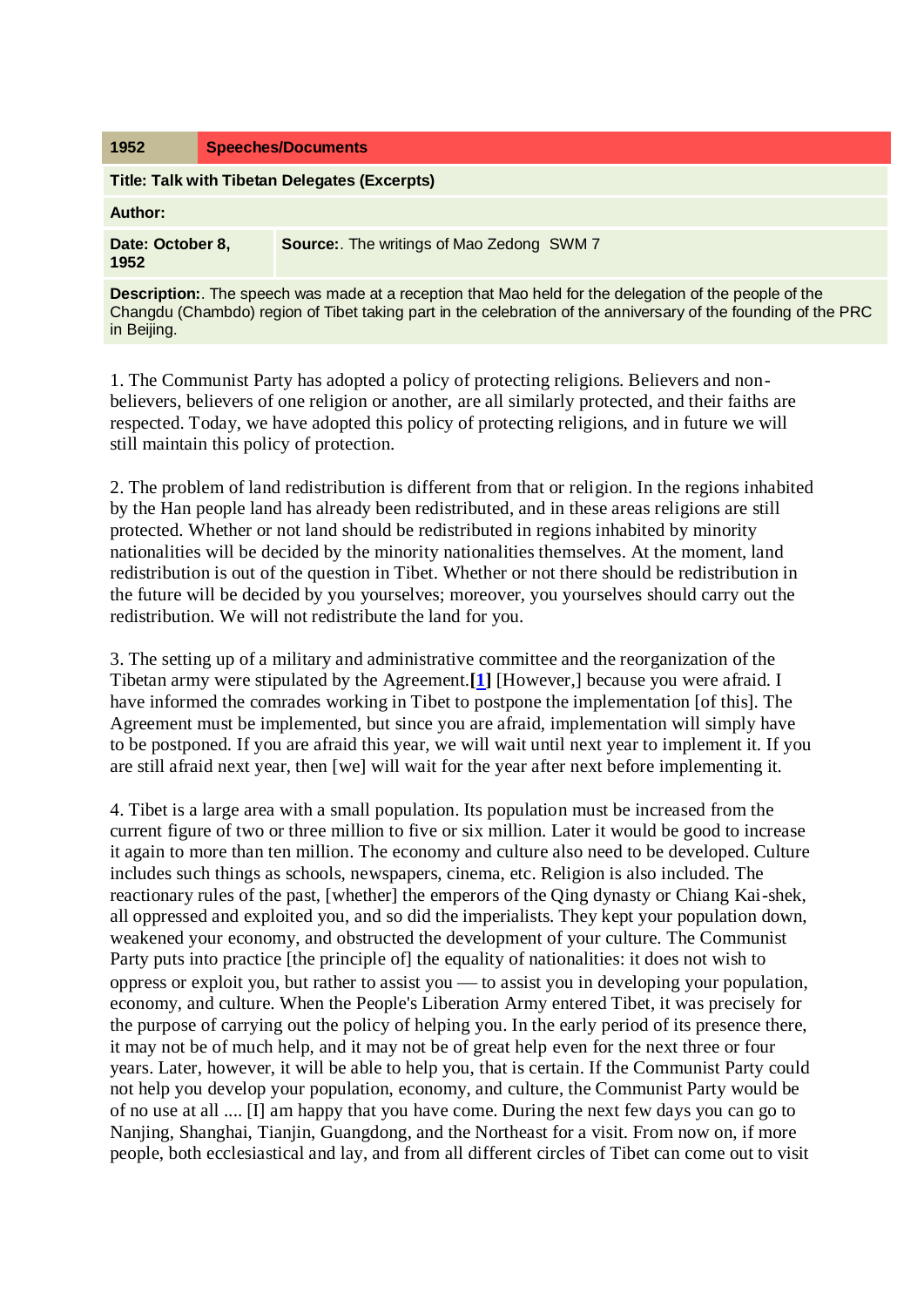| 1952 | Speeches/Documents |
| --- | --- |
| **Title: Talk with Tibetan Delegates (Excerpts)** | |
| **Author:** | |
| **Date: October 8, 1952** | **Source:**. The writings of Mao Zedong SWM 7 |
| **Description:**. The speech was made at a reception that Mao held for the delegation of the people of the Changdu (Chambdo) region of Tibet taking part in the celebration of the anniversary of the founding of the PRC in Beijing. | |

1. The Communist Party has adopted a policy of protecting religions. Believers and non-believers, believers of one religion or another, are all similarly protected, and their faiths are respected. Today, we have adopted this policy of protecting religions, and in future we will still maintain this policy of protection.

2. The problem of land redistribution is different from that or religion. In the regions inhabited by the Han people land has already been redistributed, and in these areas religions are still protected. Whether or not land should be redistributed in regions inhabited by minority nationalities will be decided by the minority nationalities themselves. At the moment, land redistribution is out of the question in Tibet. Whether or not there should be redistribution in the future will be decided by you yourselves; moreover, you yourselves should carry out the redistribution. We will not redistribute the land for you.

3. The setting up of a military and administrative committee and the reorganization of the Tibetan army were stipulated by the Agreement.**[1]** [However,] because you were afraid. I have informed the comrades working in Tibet to postpone the implementation [of this]. The Agreement must be implemented, but since you are afraid, implementation will simply have to be postponed. If you are afraid this year, we will wait until next year to implement it. If you are still afraid next year, then [we] will wait for the year after next before implementing it.

4. Tibet is a large area with a small population. Its population must be increased from the current figure of two or three million to five or six million. Later it would be good to increase it again to more than ten million. The economy and culture also need to be developed. Culture includes such things as schools, newspapers, cinema, etc. Religion is also included. The reactionary rules of the past, [whether] the emperors of the Qing dynasty or Chiang Kai-shek, all oppressed and exploited you, and so did the imperialists. They kept your population down, weakened your economy, and obstructed the development of your culture. The Communist Party puts into practice [the principle of] the equality of nationalities: it does not wish to oppress or exploit you, but rather to assist you — to assist you in developing your population, economy, and culture. When the People's Liberation Army entered Tibet, it was precisely for the purpose of carrying out the policy of helping you. In the early period of its presence there, it may not be of much help, and it may not be of great help even for the next three or four years. Later, however, it will be able to help you, that is certain. If the Communist Party could not help you develop your population, economy, and culture, the Communist Party would be of no use at all .... [I] am happy that you have come. During the next few days you can go to Nanjing, Shanghai, Tianjin, Guangdong, and the Northeast for a visit. From now on, if more people, both ecclesiastical and lay, and from all different circles of Tibet can come out to visit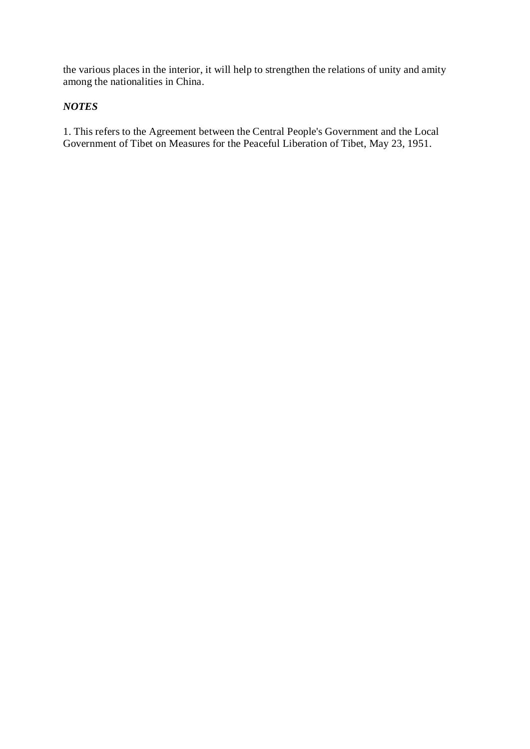the various places in the interior, it will help to strengthen the relations of unity and amity among the nationalities in China.

### *NOTES*

1. This refers to the Agreement between the Central People's Government and the Local Government of Tibet on Measures for the Peaceful Liberation of Tibet, May 23, 1951.